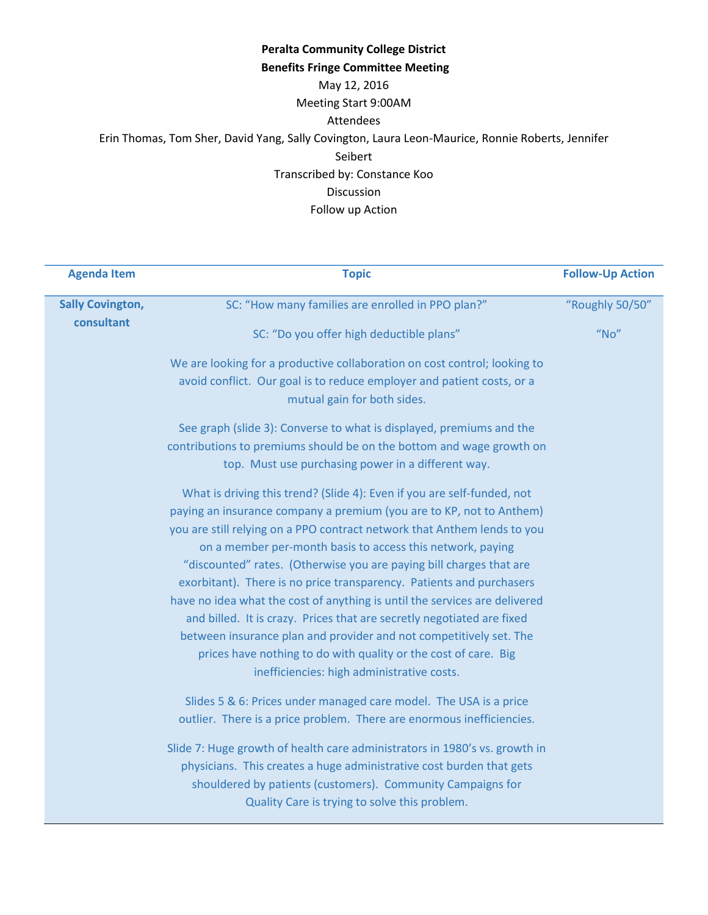**Peralta Community College District**

**Benefits Fringe Committee Meeting**

May 12, 2016

Meeting Start 9:00AM

Attendees

Erin Thomas, Tom Sher, David Yang, Sally Covington, Laura Leon-Maurice, Ronnie Roberts, Jennifer Seibert

Transcribed by: Constance Koo

Discussion

Follow up Action

| Agenda Item | Topic | Follow-Up Action |
|---|---|---|
| **Sally Covington, consultant** | SC: "How many families are enrolled in PPO plan?" | "Roughly 50/50" |
| | SC: "Do you offer high deductible plans" | "No" |
| | We are looking for a productive collaboration on cost control; looking to avoid conflict. Our goal is to reduce employer and patient costs, or a mutual gain for both sides. | |
| | See graph (slide 3): Converse to what is displayed, premiums and the contributions to premiums should be on the bottom and wage growth on top. Must use purchasing power in a different way. | |
| | What is driving this trend? (Slide 4): Even if you are self-funded, not paying an insurance company a premium (you are to KP, not to Anthem) you are still relying on a PPO contract network that Anthem lends to you on a member per-month basis to access this network, paying "discounted" rates. (Otherwise you are paying bill charges that are exorbitant). There is no price transparency. Patients and purchasers have no idea what the cost of anything is until the services are delivered and billed. It is crazy. Prices that are secretly negotiated are fixed between insurance plan and provider and not competitively set. The prices have nothing to do with quality or the cost of care. Big inefficiencies: high administrative costs. | |
| | Slides 5 & 6: Prices under managed care model. The USA is a price outlier. There is a price problem. There are enormous inefficiencies. | |
| | Slide 7: Huge growth of health care administrators in 1980's vs. growth in physicians. This creates a huge administrative cost burden that gets shouldered by patients (customers). Community Campaigns for Quality Care is trying to solve this problem. | |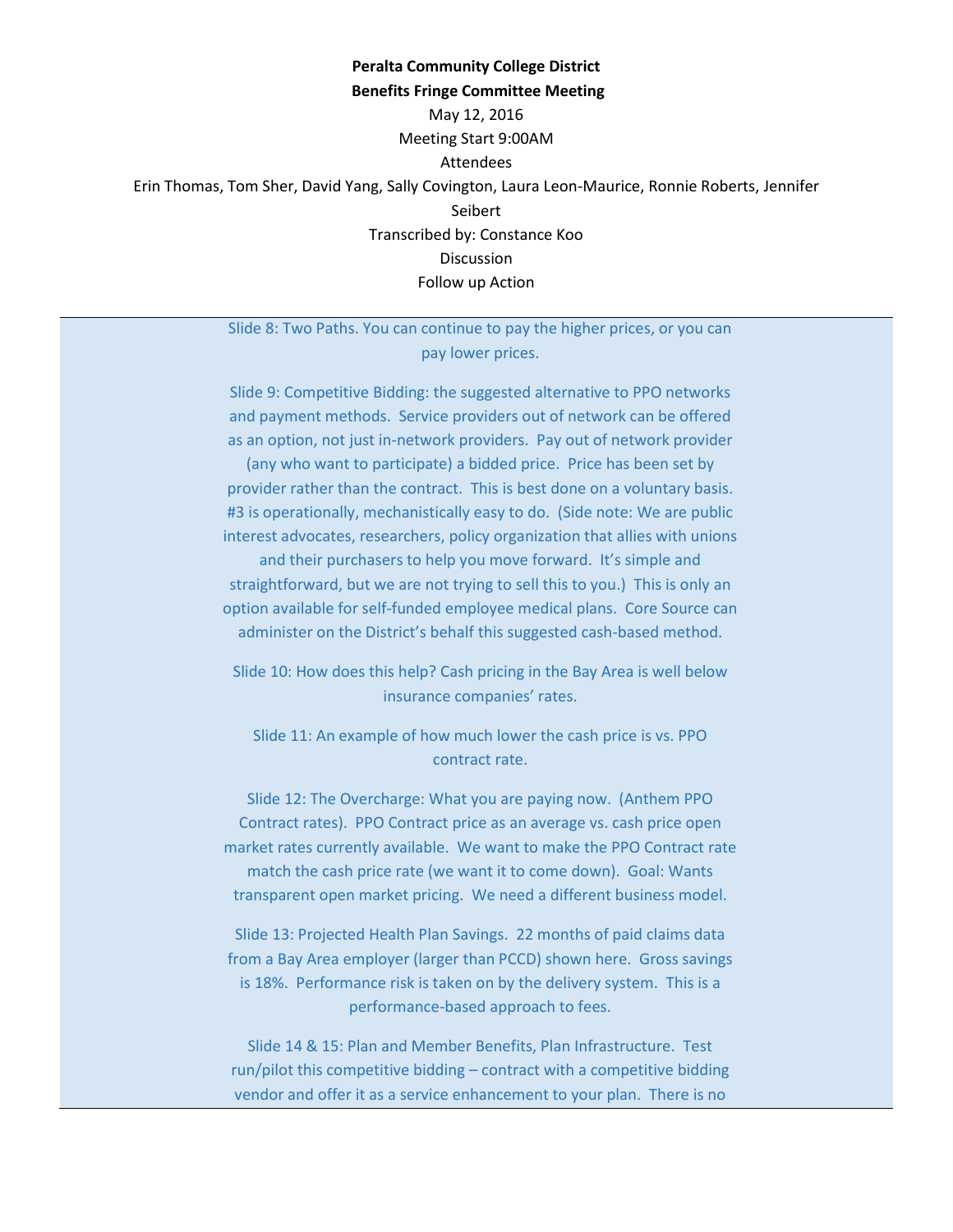**Peralta Community College District**

**Benefits Fringe Committee Meeting**

May 12, 2016

Meeting Start 9:00AM

Attendees

Erin Thomas, Tom Sher, David Yang, Sally Covington, Laura Leon-Maurice, Ronnie Roberts, Jennifer Seibert

Transcribed by: Constance Koo

Discussion

Follow up Action

---

Slide 8: Two Paths. You can continue to pay the higher prices, or you can pay lower prices.

Slide 9: Competitive Bidding: the suggested alternative to PPO networks and payment methods. Service providers out of network can be offered as an option, not just in-network providers. Pay out of network provider (any who want to participate) a bidded price. Price has been set by provider rather than the contract. This is best done on a voluntary basis. #3 is operationally, mechanistically easy to do. (Side note: We are public interest advocates, researchers, policy organization that allies with unions and their purchasers to help you move forward. It's simple and straightforward, but we are not trying to sell this to you.) This is only an option available for self-funded employee medical plans. Core Source can administer on the District's behalf this suggested cash-based method.

Slide 10: How does this help? Cash pricing in the Bay Area is well below insurance companies' rates.

Slide 11: An example of how much lower the cash price is vs. PPO contract rate.

Slide 12: The Overcharge: What you are paying now. (Anthem PPO Contract rates). PPO Contract price as an average vs. cash price open market rates currently available. We want to make the PPO Contract rate match the cash price rate (we want it to come down). Goal: Wants transparent open market pricing. We need a different business model.

Slide 13: Projected Health Plan Savings. 22 months of paid claims data from a Bay Area employer (larger than PCCD) shown here. Gross savings is 18%. Performance risk is taken on by the delivery system. This is a performance-based approach to fees.

Slide 14 & 15: Plan and Member Benefits, Plan Infrastructure. Test run/pilot this competitive bidding – contract with a competitive bidding vendor and offer it as a service enhancement to your plan. There is no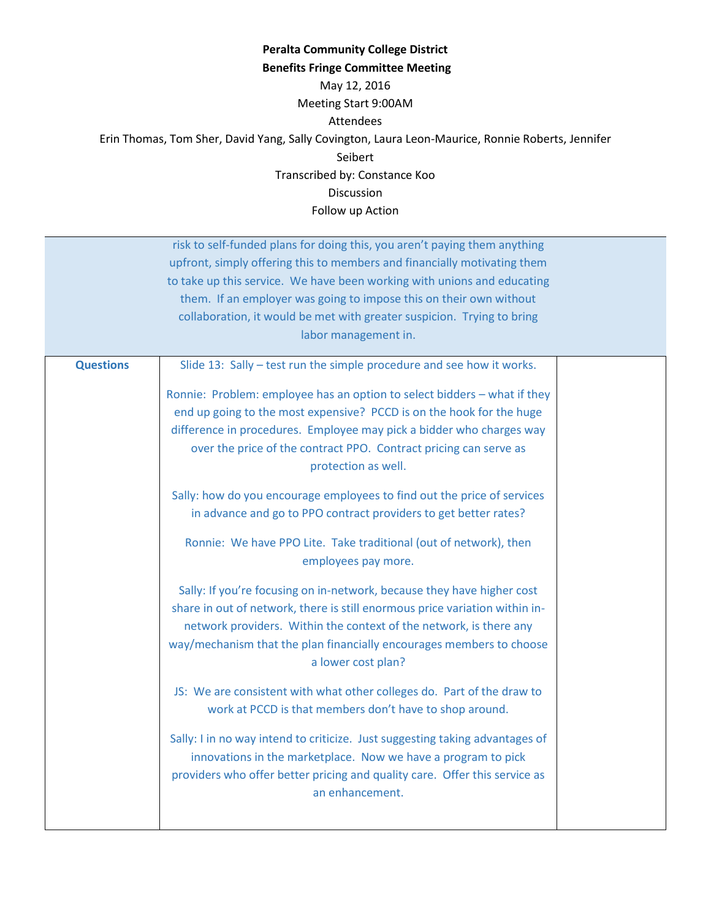**Peralta Community College District**

**Benefits Fringe Committee Meeting**

May 12, 2016

Meeting Start 9:00AM

Attendees

Erin Thomas, Tom Sher, David Yang, Sally Covington, Laura Leon-Maurice, Ronnie Roberts, Jennifer Seibert

Transcribed by: Constance Koo

Discussion

Follow up Action

| | | |
|---|---|---|
| | risk to self-funded plans for doing this, you aren't paying them anything upfront, simply offering this to members and financially motivating them to take up this service. We have been working with unions and educating them. If an employer was going to impose this on their own without collaboration, it would be met with greater suspicion. Trying to bring labor management in. | |
| **Questions** | Slide 13: Sally – test run the simple procedure and see how it works.<br><br>Ronnie: Problem: employee has an option to select bidders – what if they end up going to the most expensive? PCCD is on the hook for the huge difference in procedures. Employee may pick a bidder who charges way over the price of the contract PPO. Contract pricing can serve as protection as well.<br><br>Sally: how do you encourage employees to find out the price of services in advance and go to PPO contract providers to get better rates?<br><br>Ronnie: We have PPO Lite. Take traditional (out of network), then employees pay more.<br><br>Sally: If you're focusing on in-network, because they have higher cost share in out of network, there is still enormous price variation within in-network providers. Within the context of the network, is there any way/mechanism that the plan financially encourages members to choose a lower cost plan?<br><br>JS: We are consistent with what other colleges do. Part of the draw to work at PCCD is that members don't have to shop around.<br><br>Sally: I in no way intend to criticize. Just suggesting taking advantages of innovations in the marketplace. Now we have a program to pick providers who offer better pricing and quality care. Offer this service as an enhancement. | |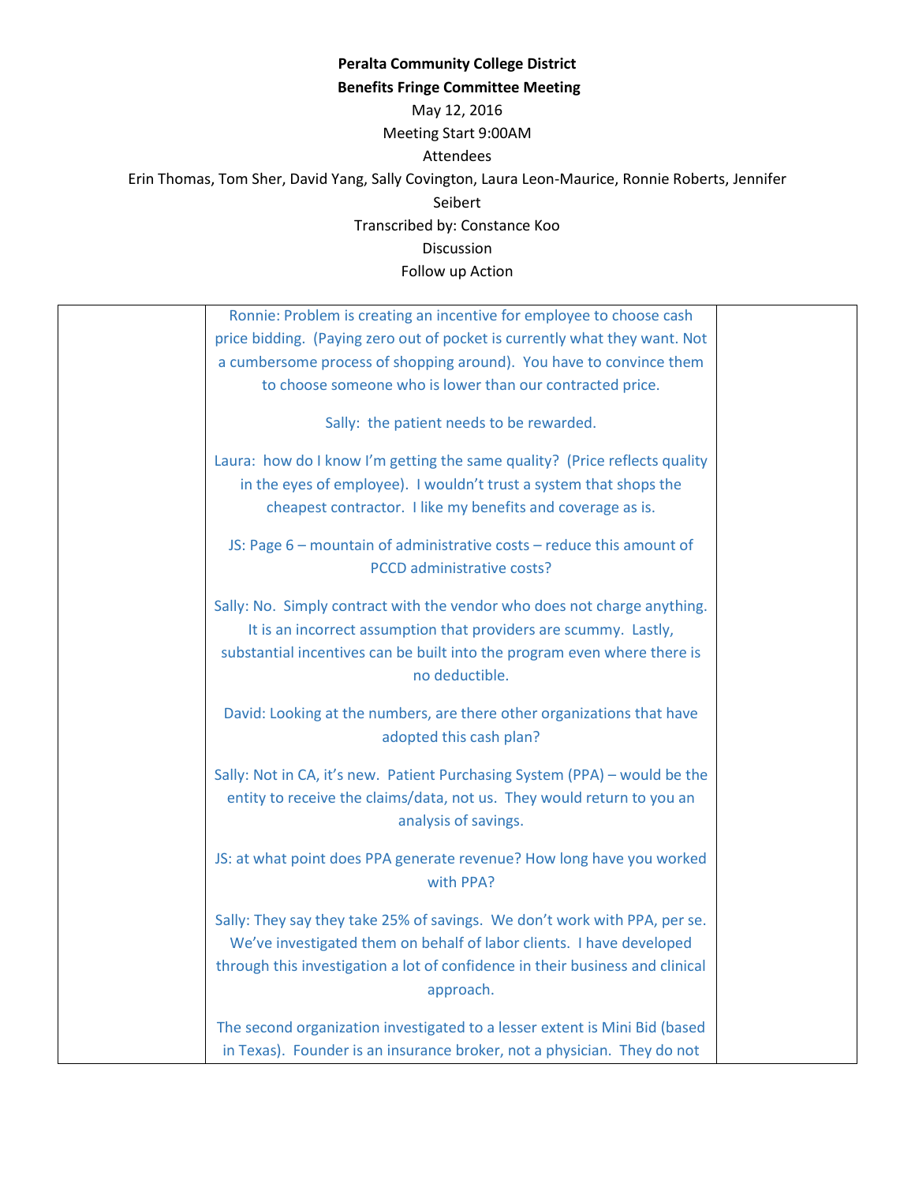**Peralta Community College District**

**Benefits Fringe Committee Meeting**

May 12, 2016

Meeting Start 9:00AM

Attendees

Erin Thomas, Tom Sher, David Yang, Sally Covington, Laura Leon-Maurice, Ronnie Roberts, Jennifer Seibert

Transcribed by: Constance Koo

Discussion

Follow up Action

| | | |
|---|---|---|
| | Ronnie: Problem is creating an incentive for employee to choose cash price bidding. (Paying zero out of pocket is currently what they want. Not a cumbersome process of shopping around). You have to convince them to choose someone who is lower than our contracted price.<br><br>Sally: the patient needs to be rewarded.<br><br>Laura: how do I know I'm getting the same quality? (Price reflects quality in the eyes of employee). I wouldn't trust a system that shops the cheapest contractor. I like my benefits and coverage as is.<br><br>JS: Page 6 – mountain of administrative costs – reduce this amount of PCCD administrative costs?<br><br>Sally: No. Simply contract with the vendor who does not charge anything. It is an incorrect assumption that providers are scummy. Lastly, substantial incentives can be built into the program even where there is no deductible.<br><br>David: Looking at the numbers, are there other organizations that have adopted this cash plan?<br><br>Sally: Not in CA, it's new. Patient Purchasing System (PPA) – would be the entity to receive the claims/data, not us. They would return to you an analysis of savings.<br><br>JS: at what point does PPA generate revenue? How long have you worked with PPA?<br><br>Sally: They say they take 25% of savings. We don't work with PPA, per se. We've investigated them on behalf of labor clients. I have developed through this investigation a lot of confidence in their business and clinical approach.<br><br>The second organization investigated to a lesser extent is Mini Bid (based in Texas). Founder is an insurance broker, not a physician. They do not | |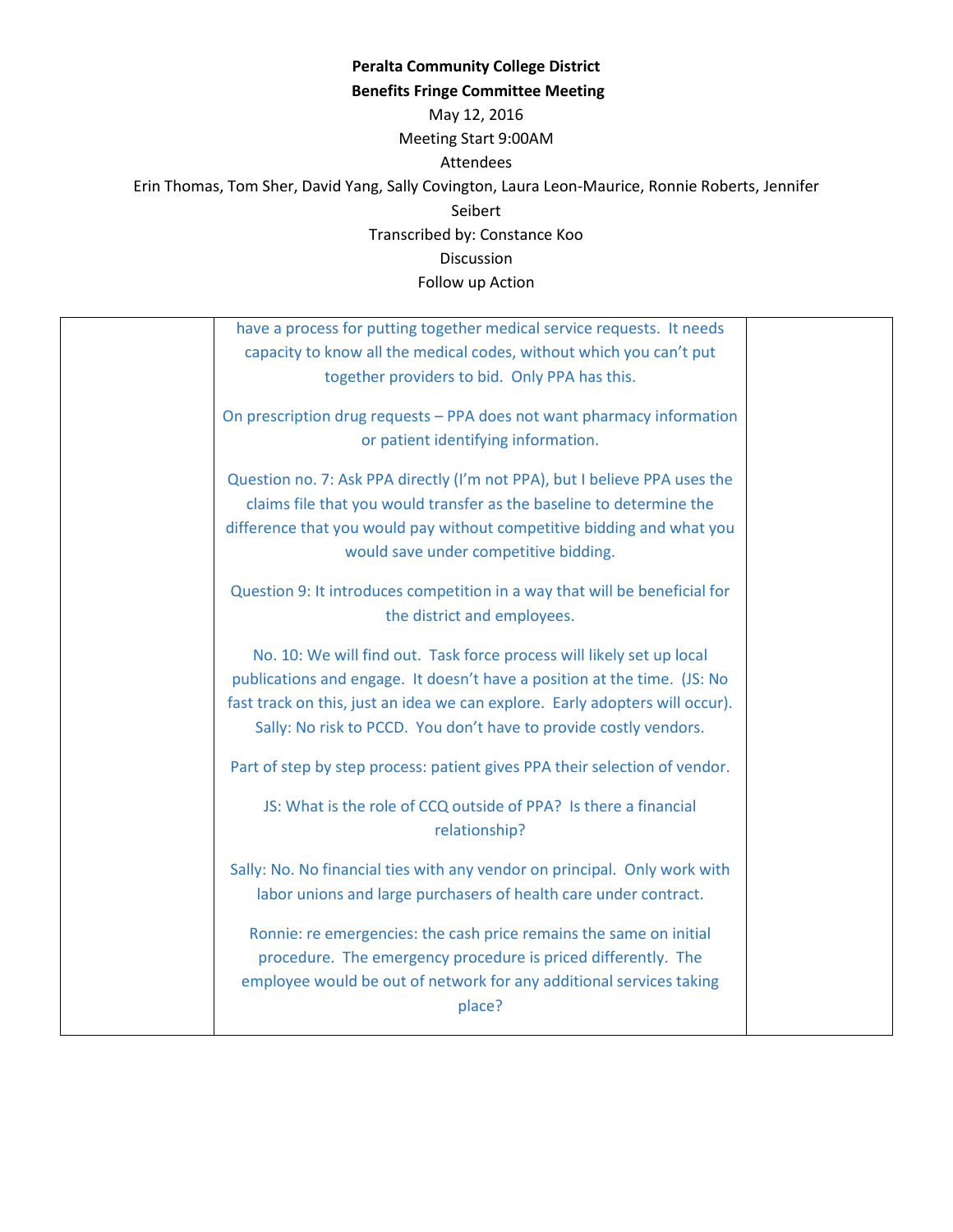**Peralta Community College District**

**Benefits Fringe Committee Meeting**

May 12, 2016

Meeting Start 9:00AM

Attendees

Erin Thomas, Tom Sher, David Yang, Sally Covington, Laura Leon-Maurice, Ronnie Roberts, Jennifer Seibert

Transcribed by: Constance Koo

Discussion

Follow up Action

| | | |
|---|---|---|
| | have a process for putting together medical service requests. It needs capacity to know all the medical codes, without which you can't put together providers to bid. Only PPA has this.<br><br>On prescription drug requests – PPA does not want pharmacy information or patient identifying information.<br><br>Question no. 7: Ask PPA directly (I'm not PPA), but I believe PPA uses the claims file that you would transfer as the baseline to determine the difference that you would pay without competitive bidding and what you would save under competitive bidding.<br><br>Question 9: It introduces competition in a way that will be beneficial for the district and employees.<br><br>No. 10: We will find out. Task force process will likely set up local publications and engage. It doesn't have a position at the time. (JS: No fast track on this, just an idea we can explore. Early adopters will occur). Sally: No risk to PCCD. You don't have to provide costly vendors.<br><br>Part of step by step process: patient gives PPA their selection of vendor.<br><br>JS: What is the role of CCQ outside of PPA? Is there a financial relationship?<br><br>Sally: No. No financial ties with any vendor on principal. Only work with labor unions and large purchasers of health care under contract.<br><br>Ronnie: re emergencies: the cash price remains the same on initial procedure. The emergency procedure is priced differently. The employee would be out of network for any additional services taking place? | |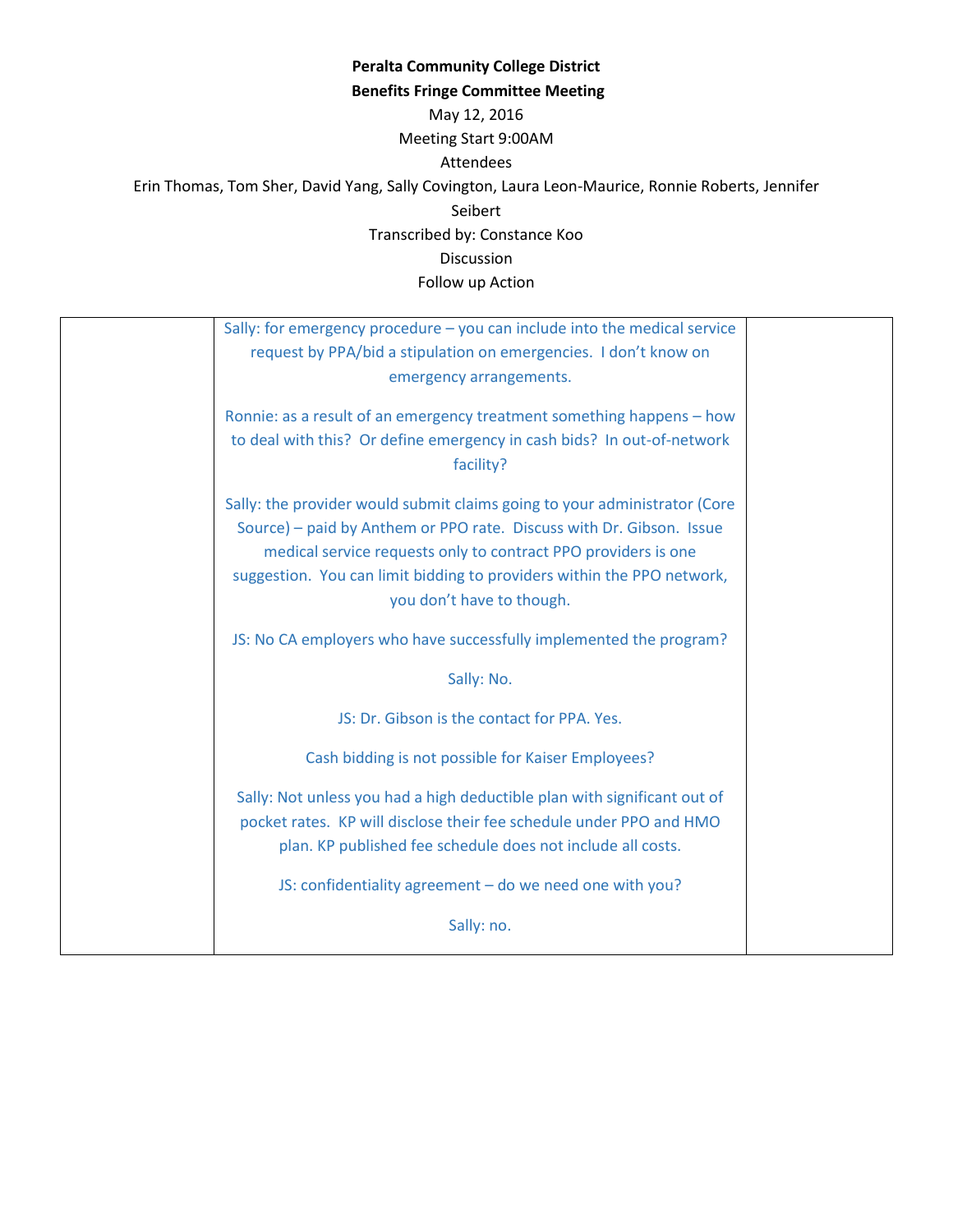**Peralta Community College District**

**Benefits Fringe Committee Meeting**

May 12, 2016

Meeting Start 9:00AM

Attendees

Erin Thomas, Tom Sher, David Yang, Sally Covington, Laura Leon-Maurice, Ronnie Roberts, Jennifer Seibert

Transcribed by: Constance Koo

Discussion

Follow up Action

| | | |
|---|---|---|
| | Sally: for emergency procedure – you can include into the medical service request by PPA/bid a stipulation on emergencies. I don't know on emergency arrangements.<br><br>Ronnie: as a result of an emergency treatment something happens – how to deal with this? Or define emergency in cash bids? In out-of-network facility?<br><br>Sally: the provider would submit claims going to your administrator (Core Source) – paid by Anthem or PPO rate. Discuss with Dr. Gibson. Issue medical service requests only to contract PPO providers is one suggestion. You can limit bidding to providers within the PPO network, you don't have to though.<br><br>JS: No CA employers who have successfully implemented the program?<br><br>Sally: No.<br><br>JS: Dr. Gibson is the contact for PPA. Yes.<br><br>Cash bidding is not possible for Kaiser Employees?<br><br>Sally: Not unless you had a high deductible plan with significant out of pocket rates. KP will disclose their fee schedule under PPO and HMO plan. KP published fee schedule does not include all costs.<br><br>JS: confidentiality agreement – do we need one with you?<br><br>Sally: no. | |